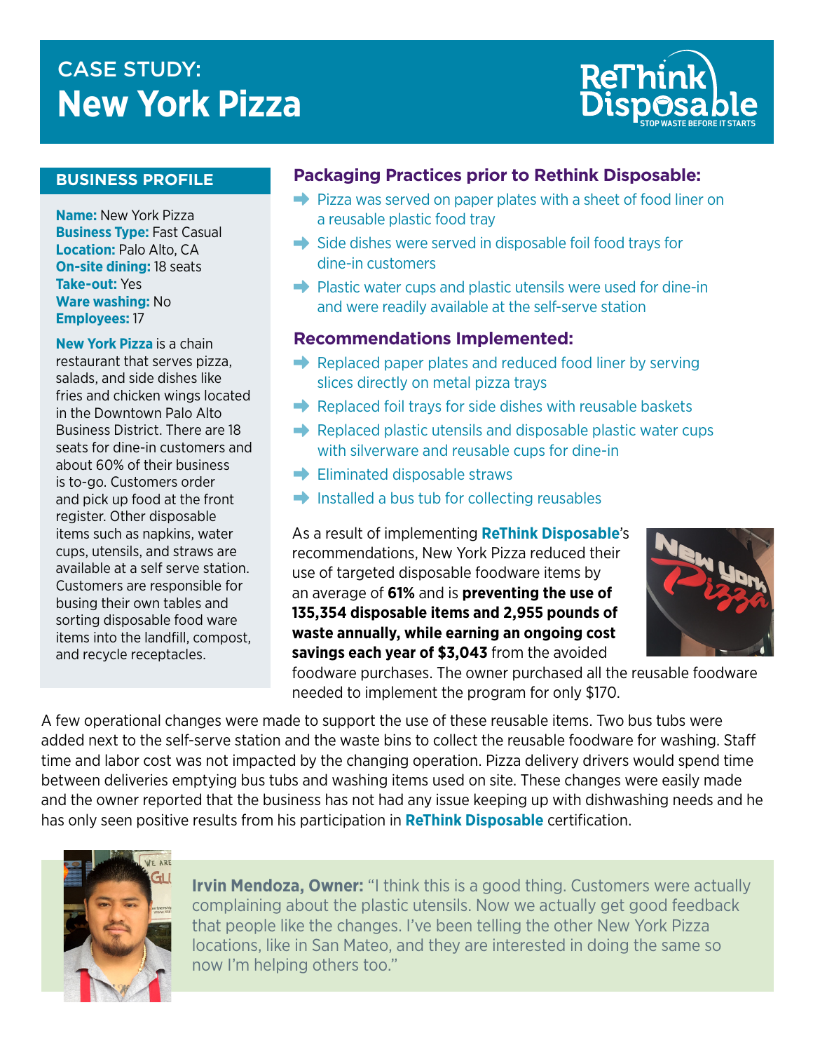# CASE STUDY: New York Pizza

ReThink Disposable — STOP WASTE BEFORE IT STARTS

## BUSINESS PROFILE

**Name:** New York Pizza
**Business Type:** Fast Casual
**Location:** Palo Alto, CA
**On-site dining:** 18 seats
**Take-out:** Yes
**Ware washing:** No
**Employees:** 17

**New York Pizza** is a chain restaurant that serves pizza, salads, and side dishes like fries and chicken wings located in the Downtown Palo Alto Business District. There are 18 seats for dine-in customers and about 60% of their business is to-go. Customers order and pick up food at the front register. Other disposable items such as napkins, water cups, utensils, and straws are available at a self serve station. Customers are responsible for busing their own tables and sorting disposable food ware items into the landfill, compost, and recycle receptacles.

## Packaging Practices prior to Rethink Disposable:

- Pizza was served on paper plates with a sheet of food liner on a reusable plastic food tray
- Side dishes were served in disposable foil food trays for dine-in customers
- Plastic water cups and plastic utensils were used for dine-in and were readily available at the self-serve station

## Recommendations Implemented:

- Replaced paper plates and reduced food liner by serving slices directly on metal pizza trays
- Replaced foil trays for side dishes with reusable baskets
- Replaced plastic utensils and disposable plastic water cups with silverware and reusable cups for dine-in
- Eliminated disposable straws
- Installed a bus tub for collecting reusables

As a result of implementing **ReThink Disposable**'s recommendations, New York Pizza reduced their use of targeted disposable foodware items by an average of **61%** and is **preventing the use of 135,354 disposable items and 2,955 pounds of waste annually, while earning an ongoing cost savings each year of $3,043** from the avoided foodware purchases. The owner purchased all the reusable foodware needed to implement the program for only $170.

A few operational changes were made to support the use of these reusable items. Two bus tubs were added next to the self-serve station and the waste bins to collect the reusable foodware for washing. Staff time and labor cost was not impacted by the changing operation. Pizza delivery drivers would spend time between deliveries emptying bus tubs and washing items used on site. These changes were easily made and the owner reported that the business has not had any issue keeping up with dishwashing needs and he has only seen positive results from his participation in **ReThink Disposable** certification.

**Irvin Mendoza, Owner:** "I think this is a good thing. Customers were actually complaining about the plastic utensils. Now we actually get good feedback that people like the changes. I've been telling the other New York Pizza locations, like in San Mateo, and they are interested in doing the same so now I'm helping others too."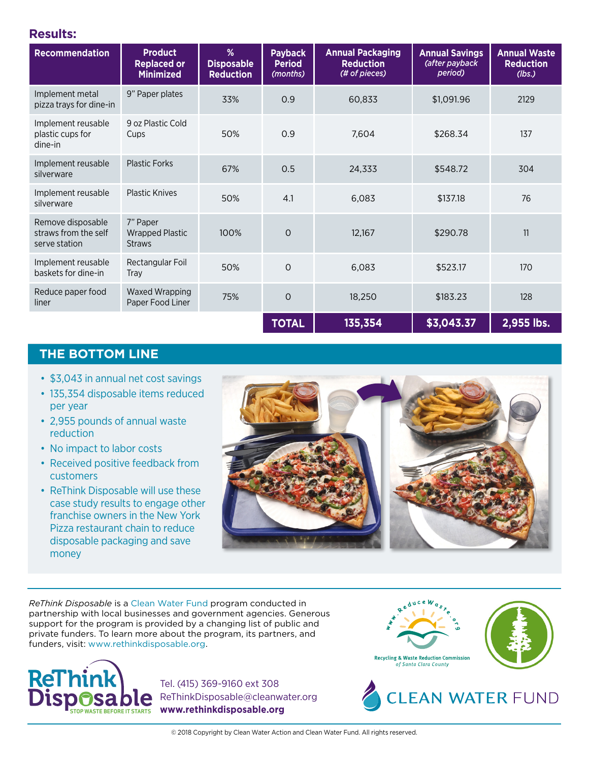## Results:

| Recommendation | Product Replaced or Minimized | % Disposable Reduction | Payback Period *(months)* | Annual Packaging Reduction *(# of pieces)* | Annual Savings *(after payback period)* | Annual Waste Reduction *(lbs.)* |
|---|---|---|---|---|---|---|
| Implement metal pizza trays for dine-in | 9" Paper plates | 33% | 0.9 | 60,833 | $1,091.96 | 2129 |
| Implement reusable plastic cups for dine-in | 9 oz Plastic Cold Cups | 50% | 0.9 | 7,604 | $268.34 | 137 |
| Implement reusable silverware | Plastic Forks | 67% | 0.5 | 24,333 | $548.72 | 304 |
| Implement reusable silverware | Plastic Knives | 50% | 4.1 | 6,083 | $137.18 | 76 |
| Remove disposable straws from the self serve station | 7" Paper Wrapped Plastic Straws | 100% | 0 | 12,167 | $290.78 | 11 |
| Implement reusable baskets for dine-in | Rectangular Foil Tray | 50% | 0 | 6,083 | $523.17 | 170 |
| Reduce paper food liner | Waxed Wrapping Paper Food Liner | 75% | 0 | 18,250 | $183.23 | 128 |
| | | | **TOTAL** | **135,354** | **$3,043.37** | **2,955 lbs.** |

## THE BOTTOM LINE

- $3,043 in annual net cost savings
- 135,354 disposable items reduced per year
- 2,955 pounds of annual waste reduction
- No impact to labor costs
- Received positive feedback from customers
- ReThink Disposable will use these case study results to engage other franchise owners in the New York Pizza restaurant chain to reduce disposable packaging and save money

*ReThink Disposable* is a Clean Water Fund program conducted in partnership with local businesses and government agencies. Generous support for the program is provided by a changing list of public and private funders. To learn more about the program, its partners, and funders, visit: www.rethinkdisposable.org.

ReThink Disposable — STOP WASTE BEFORE IT STARTS

Tel. (415) 369-9160 ext 308
ReThinkDisposable@cleanwater.org
**www.rethinkdisposable.org**

www.ReduceWaste.org — Recycling & Waste Reduction Commission *of Santa Clara County*

CLEAN WATER FUND

© 2018 Copyright by Clean Water Action and Clean Water Fund. All rights reserved.